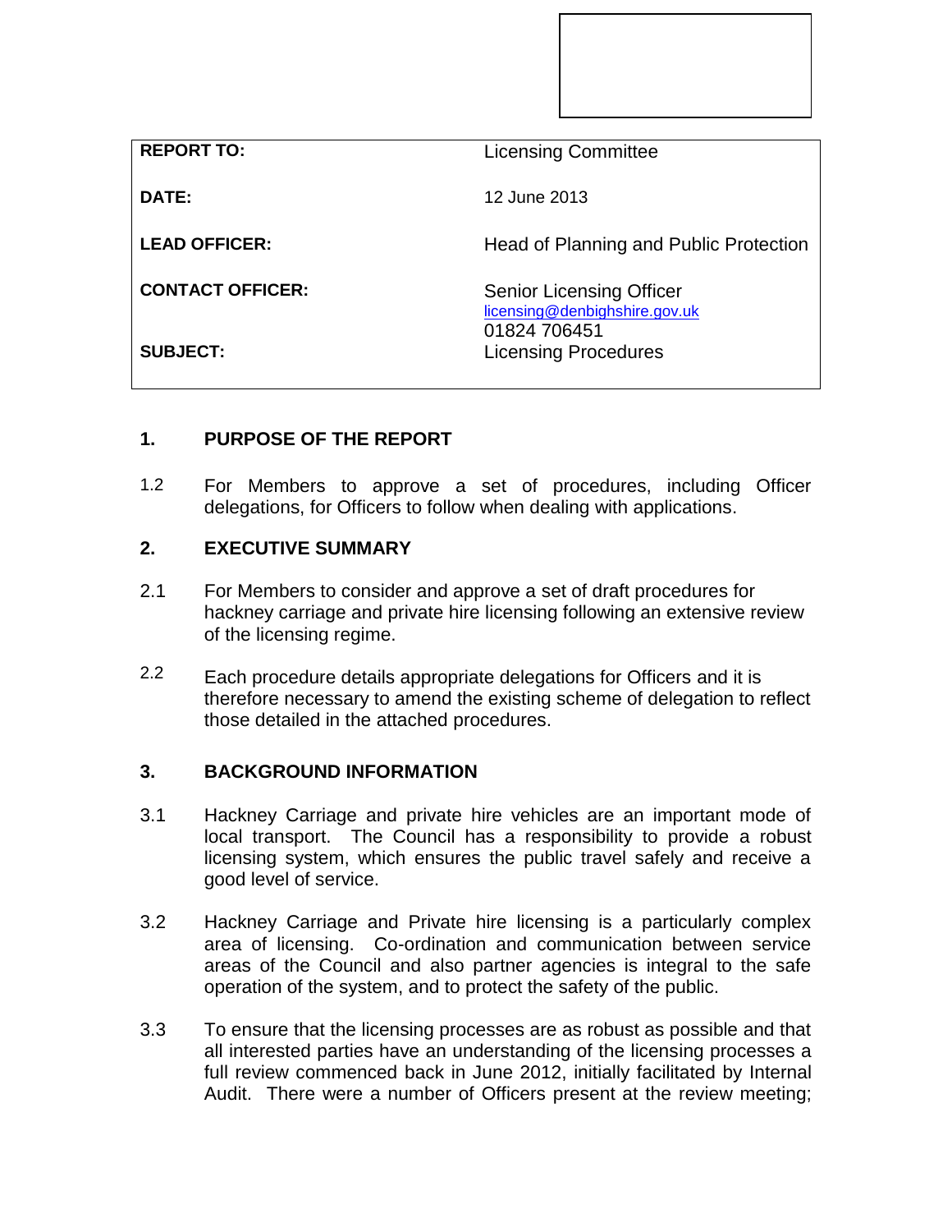| | |
|---|---|
| **REPORT TO:** | Licensing Committee |
| **DATE:** | 12 June 2013 |
| **LEAD OFFICER:** | Head of Planning and Public Protection |
| **CONTACT OFFICER:** | Senior Licensing Officer<br>licensing@denbighshire.gov.uk<br>01824 706451 |
| **SUBJECT:** | Licensing Procedures |

## 1. PURPOSE OF THE REPORT

1.2 For Members to approve a set of procedures, including Officer delegations, for Officers to follow when dealing with applications.

## 2. EXECUTIVE SUMMARY

2.1 For Members to consider and approve a set of draft procedures for hackney carriage and private hire licensing following an extensive review of the licensing regime.

2.2 Each procedure details appropriate delegations for Officers and it is therefore necessary to amend the existing scheme of delegation to reflect those detailed in the attached procedures.

## 3. BACKGROUND INFORMATION

3.1 Hackney Carriage and private hire vehicles are an important mode of local transport. The Council has a responsibility to provide a robust licensing system, which ensures the public travel safely and receive a good level of service.

3.2 Hackney Carriage and Private hire licensing is a particularly complex area of licensing. Co-ordination and communication between service areas of the Council and also partner agencies is integral to the safe operation of the system, and to protect the safety of the public.

3.3 To ensure that the licensing processes are as robust as possible and that all interested parties have an understanding of the licensing processes a full review commenced back in June 2012, initially facilitated by Internal Audit. There were a number of Officers present at the review meeting;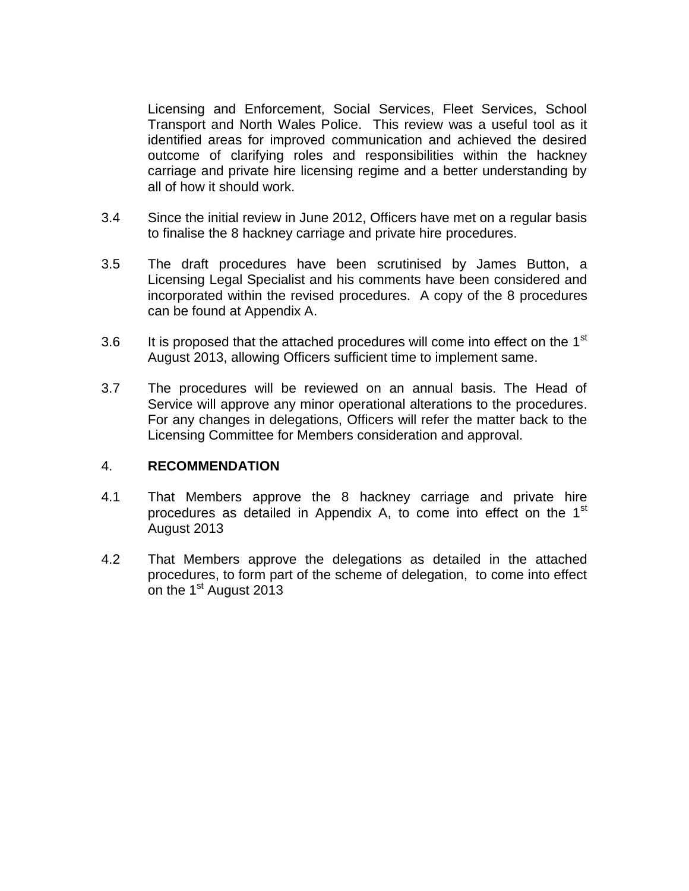Licensing and Enforcement, Social Services, Fleet Services, School Transport and North Wales Police. This review was a useful tool as it identified areas for improved communication and achieved the desired outcome of clarifying roles and responsibilities within the hackney carriage and private hire licensing regime and a better understanding by all of how it should work.

3.4 Since the initial review in June 2012, Officers have met on a regular basis to finalise the 8 hackney carriage and private hire procedures.

3.5 The draft procedures have been scrutinised by James Button, a Licensing Legal Specialist and his comments have been considered and incorporated within the revised procedures. A copy of the 8 procedures can be found at Appendix A.

3.6 It is proposed that the attached procedures will come into effect on the 1st August 2013, allowing Officers sufficient time to implement same.

3.7 The procedures will be reviewed on an annual basis. The Head of Service will approve any minor operational alterations to the procedures. For any changes in delegations, Officers will refer the matter back to the Licensing Committee for Members consideration and approval.

## 4. RECOMMENDATION

4.1 That Members approve the 8 hackney carriage and private hire procedures as detailed in Appendix A, to come into effect on the 1st August 2013

4.2 That Members approve the delegations as detailed in the attached procedures, to form part of the scheme of delegation, to come into effect on the 1st August 2013